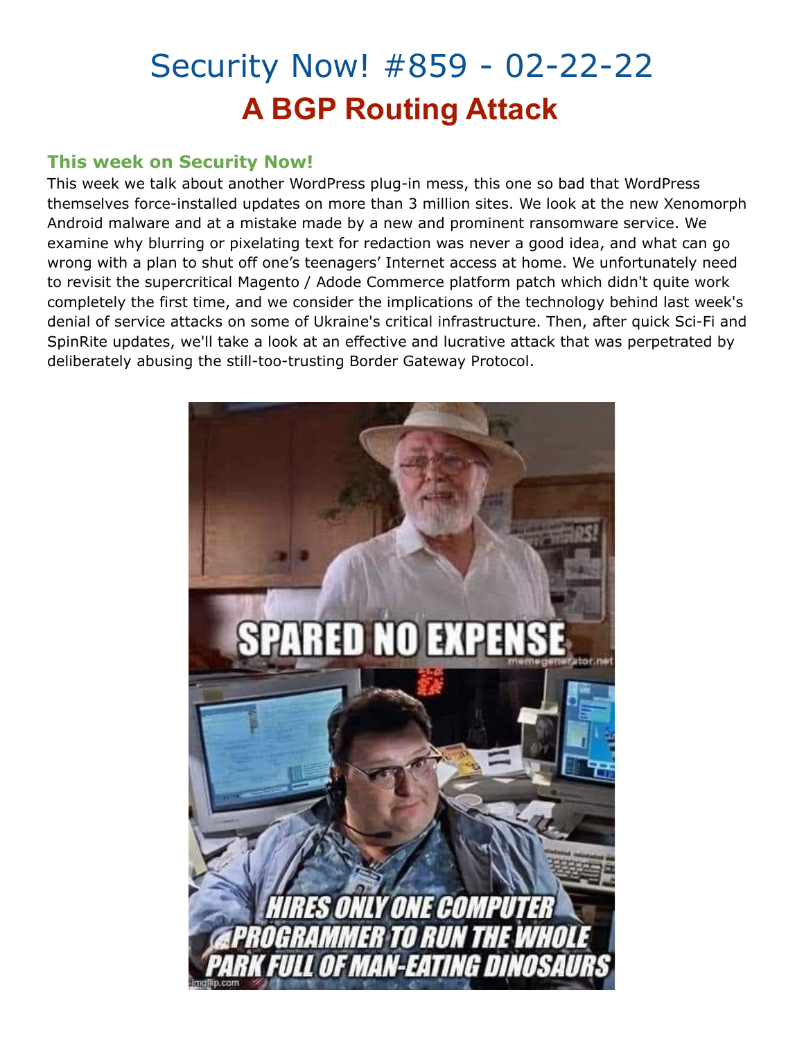# Security Now! #859 - 02-22-22

## A BGP Routing Attack

### This week on Security Now!

This week we talk about another WordPress plug-in mess, this one so bad that WordPress themselves force-installed updates on more than 3 million sites. We look at the new Xenomorph Android malware and at a mistake made by a new and prominent ransomware service. We examine why blurring or pixelating text for redaction was never a good idea, and what can go wrong with a plan to shut off one's teenagers' Internet access at home. We unfortunately need to revisit the supercritical Magento / Adode Commerce platform patch which didn't quite work completely the first time, and we consider the implications of the technology behind last week's denial of service attacks on some of Ukraine's critical infrastructure. Then, after quick Sci-Fi and SpinRite updates, we'll take a look at an effective and lucrative attack that was perpetrated by deliberately abusing the still-too-trusting Border Gateway Protocol.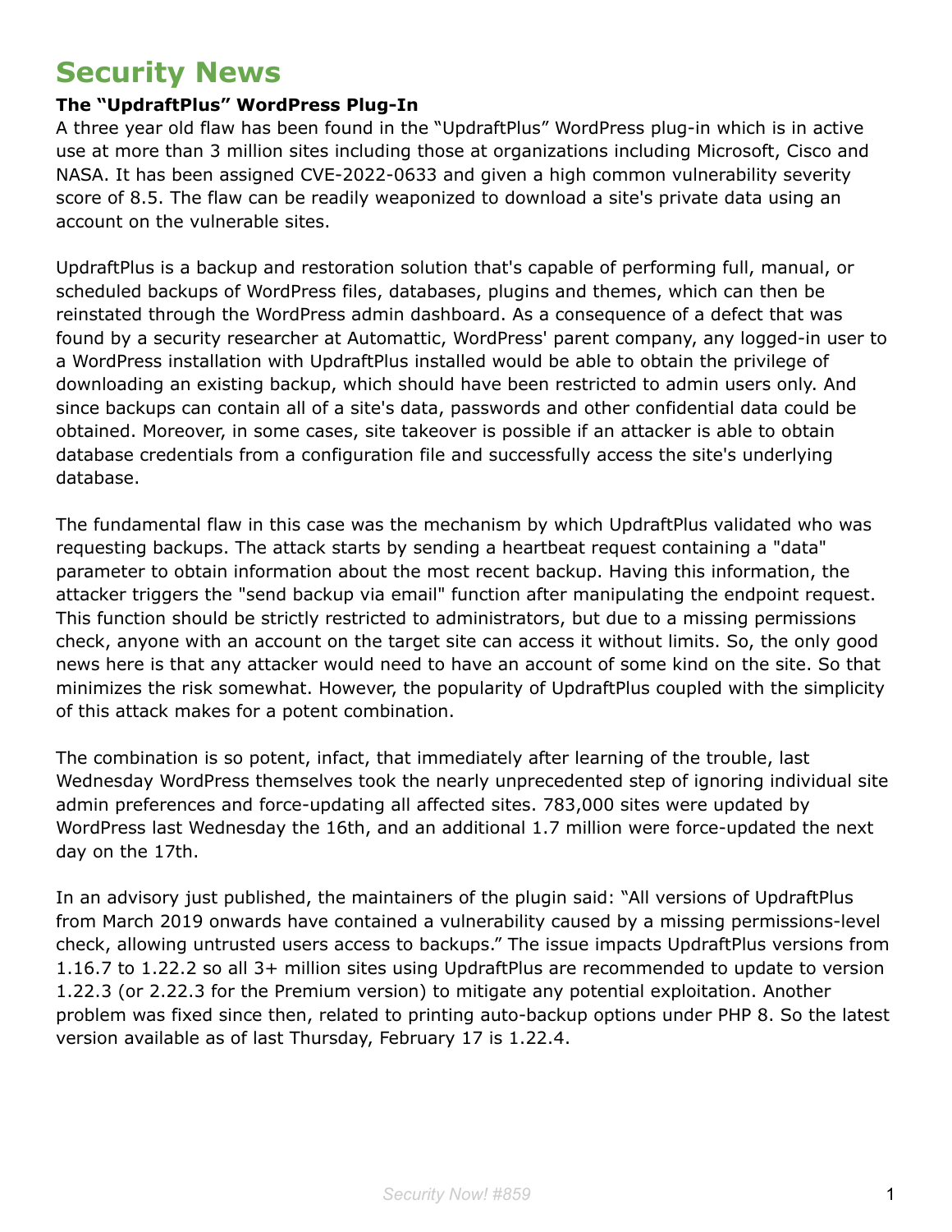# Security News

### The "UpdraftPlus" WordPress Plug-In

A three year old flaw has been found in the "UpdraftPlus" WordPress plug-in which is in active use at more than 3 million sites including those at organizations including Microsoft, Cisco and NASA. It has been assigned CVE-2022-0633 and given a high common vulnerability severity score of 8.5. The flaw can be readily weaponized to download a site's private data using an account on the vulnerable sites.

UpdraftPlus is a backup and restoration solution that's capable of performing full, manual, or scheduled backups of WordPress files, databases, plugins and themes, which can then be reinstated through the WordPress admin dashboard. As a consequence of a defect that was found by a security researcher at Automattic, WordPress' parent company, any logged-in user to a WordPress installation with UpdraftPlus installed would be able to obtain the privilege of downloading an existing backup, which should have been restricted to admin users only. And since backups can contain all of a site's data, passwords and other confidential data could be obtained. Moreover, in some cases, site takeover is possible if an attacker is able to obtain database credentials from a configuration file and successfully access the site's underlying database.

The fundamental flaw in this case was the mechanism by which UpdraftPlus validated who was requesting backups. The attack starts by sending a heartbeat request containing a "data" parameter to obtain information about the most recent backup. Having this information, the attacker triggers the "send backup via email" function after manipulating the endpoint request. This function should be strictly restricted to administrators, but due to a missing permissions check, anyone with an account on the target site can access it without limits. So, the only good news here is that any attacker would need to have an account of some kind on the site. So that minimizes the risk somewhat. However, the popularity of UpdraftPlus coupled with the simplicity of this attack makes for a potent combination.

The combination is so potent, infact, that immediately after learning of the trouble, last Wednesday WordPress themselves took the nearly unprecedented step of ignoring individual site admin preferences and force-updating all affected sites. 783,000 sites were updated by WordPress last Wednesday the 16th, and an additional 1.7 million were force-updated the next day on the 17th.

In an advisory just published, the maintainers of the plugin said: "All versions of UpdraftPlus from March 2019 onwards have contained a vulnerability caused by a missing permissions-level check, allowing untrusted users access to backups." The issue impacts UpdraftPlus versions from 1.16.7 to 1.22.2 so all 3+ million sites using UpdraftPlus are recommended to update to version 1.22.3 (or 2.22.3 for the Premium version) to mitigate any potential exploitation. Another problem was fixed since then, related to printing auto-backup options under PHP 8. So the latest version available as of last Thursday, February 17 is 1.22.4.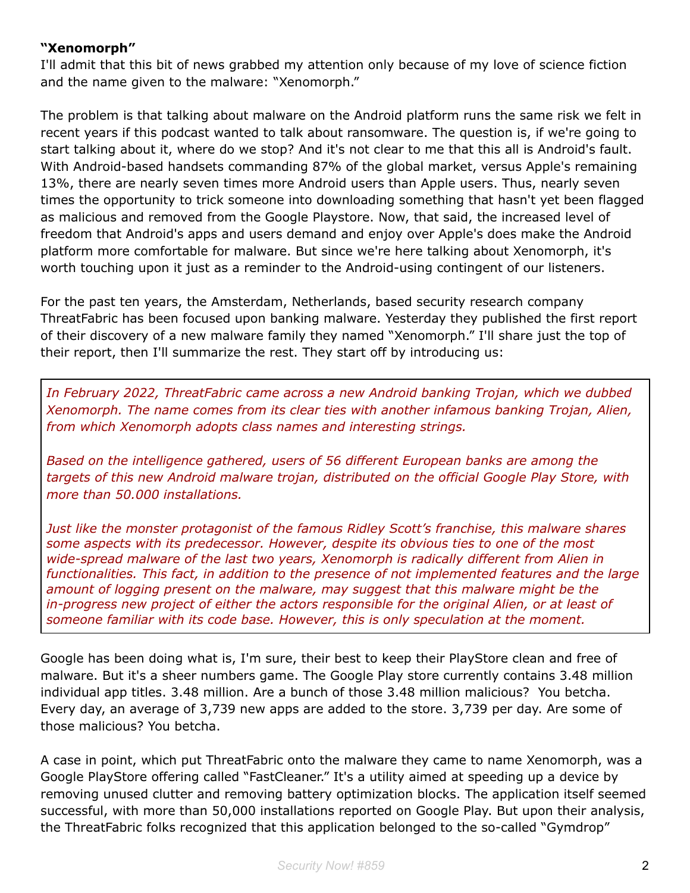**"Xenomorph"**

I'll admit that this bit of news grabbed my attention only because of my love of science fiction and the name given to the malware: "Xenomorph."

The problem is that talking about malware on the Android platform runs the same risk we felt in recent years if this podcast wanted to talk about ransomware. The question is, if we're going to start talking about it, where do we stop? And it's not clear to me that this all is Android's fault. With Android-based handsets commanding 87% of the global market, versus Apple's remaining 13%, there are nearly seven times more Android users than Apple users. Thus, nearly seven times the opportunity to trick someone into downloading something that hasn't yet been flagged as malicious and removed from the Google Playstore. Now, that said, the increased level of freedom that Android's apps and users demand and enjoy over Apple's does make the Android platform more comfortable for malware. But since we're here talking about Xenomorph, it's worth touching upon it just as a reminder to the Android-using contingent of our listeners.

For the past ten years, the Amsterdam, Netherlands, based security research company ThreatFabric has been focused upon banking malware. Yesterday they published the first report of their discovery of a new malware family they named "Xenomorph." I'll share just the top of their report, then I'll summarize the rest. They start off by introducing us:

> *In February 2022, ThreatFabric came across a new Android banking Trojan, which we dubbed Xenomorph. The name comes from its clear ties with another infamous banking Trojan, Alien, from which Xenomorph adopts class names and interesting strings.*
>
> *Based on the intelligence gathered, users of 56 different European banks are among the targets of this new Android malware trojan, distributed on the official Google Play Store, with more than 50.000 installations.*
>
> *Just like the monster protagonist of the famous Ridley Scott's franchise, this malware shares some aspects with its predecessor. However, despite its obvious ties to one of the most wide-spread malware of the last two years, Xenomorph is radically different from Alien in functionalities. This fact, in addition to the presence of not implemented features and the large amount of logging present on the malware, may suggest that this malware might be the in-progress new project of either the actors responsible for the original Alien, or at least of someone familiar with its code base. However, this is only speculation at the moment.*

Google has been doing what is, I'm sure, their best to keep their PlayStore clean and free of malware. But it's a sheer numbers game. The Google Play store currently contains 3.48 million individual app titles. 3.48 million. Are a bunch of those 3.48 million malicious? You betcha. Every day, an average of 3,739 new apps are added to the store. 3,739 per day. Are some of those malicious? You betcha.

A case in point, which put ThreatFabric onto the malware they came to name Xenomorph, was a Google PlayStore offering called "FastCleaner." It's a utility aimed at speeding up a device by removing unused clutter and removing battery optimization blocks. The application itself seemed successful, with more than 50,000 installations reported on Google Play. But upon their analysis, the ThreatFabric folks recognized that this application belonged to the so-called "Gymdrop"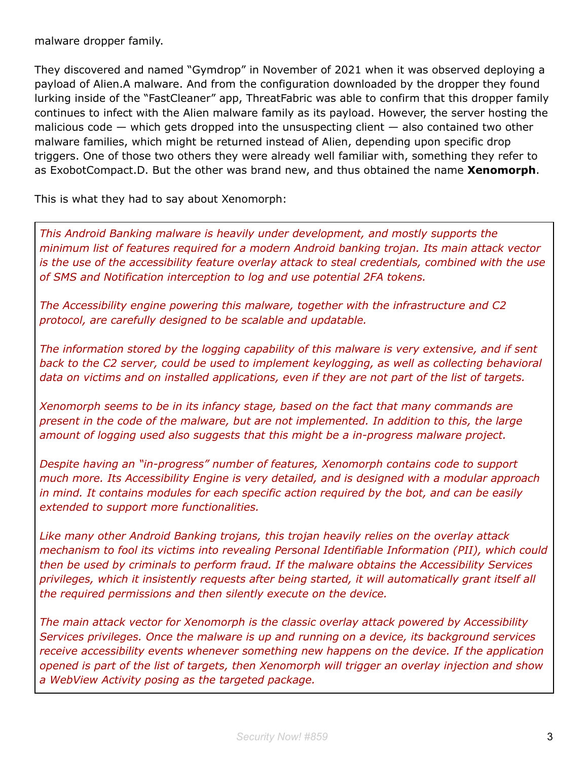malware dropper family.

They discovered and named "Gymdrop" in November of 2021 when it was observed deploying a payload of Alien.A malware. And from the configuration downloaded by the dropper they found lurking inside of the "FastCleaner" app, ThreatFabric was able to confirm that this dropper family continues to infect with the Alien malware family as its payload. However, the server hosting the malicious code — which gets dropped into the unsuspecting client — also contained two other malware families, which might be returned instead of Alien, depending upon specific drop triggers. One of those two others they were already well familiar with, something they refer to as ExobotCompact.D. But the other was brand new, and thus obtained the name **Xenomorph**.

This is what they had to say about Xenomorph:

> *This Android Banking malware is heavily under development, and mostly supports the minimum list of features required for a modern Android banking trojan. Its main attack vector is the use of the accessibility feature overlay attack to steal credentials, combined with the use of SMS and Notification interception to log and use potential 2FA tokens.*
>
> *The Accessibility engine powering this malware, together with the infrastructure and C2 protocol, are carefully designed to be scalable and updatable.*
>
> *The information stored by the logging capability of this malware is very extensive, and if sent back to the C2 server, could be used to implement keylogging, as well as collecting behavioral data on victims and on installed applications, even if they are not part of the list of targets.*
>
> *Xenomorph seems to be in its infancy stage, based on the fact that many commands are present in the code of the malware, but are not implemented. In addition to this, the large amount of logging used also suggests that this might be a in-progress malware project.*
>
> *Despite having an "in-progress" number of features, Xenomorph contains code to support much more. Its Accessibility Engine is very detailed, and is designed with a modular approach in mind. It contains modules for each specific action required by the bot, and can be easily extended to support more functionalities.*
>
> *Like many other Android Banking trojans, this trojan heavily relies on the overlay attack mechanism to fool its victims into revealing Personal Identifiable Information (PII), which could then be used by criminals to perform fraud. If the malware obtains the Accessibility Services privileges, which it insistently requests after being started, it will automatically grant itself all the required permissions and then silently execute on the device.*
>
> *The main attack vector for Xenomorph is the classic overlay attack powered by Accessibility Services privileges. Once the malware is up and running on a device, its background services receive accessibility events whenever something new happens on the device. If the application opened is part of the list of targets, then Xenomorph will trigger an overlay injection and show a WebView Activity posing as the targeted package.*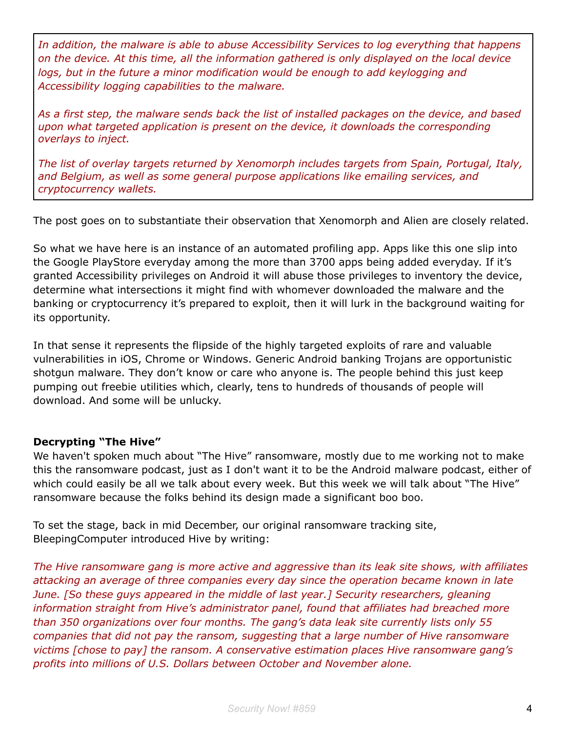*In addition, the malware is able to abuse Accessibility Services to log everything that happens on the device. At this time, all the information gathered is only displayed on the local device logs, but in the future a minor modification would be enough to add keylogging and Accessibility logging capabilities to the malware.*

*As a first step, the malware sends back the list of installed packages on the device, and based upon what targeted application is present on the device, it downloads the corresponding overlays to inject.*

*The list of overlay targets returned by Xenomorph includes targets from Spain, Portugal, Italy, and Belgium, as well as some general purpose applications like emailing services, and cryptocurrency wallets.*

The post goes on to substantiate their observation that Xenomorph and Alien are closely related.

So what we have here is an instance of an automated profiling app. Apps like this one slip into the Google PlayStore everyday among the more than 3700 apps being added everyday. If it's granted Accessibility privileges on Android it will abuse those privileges to inventory the device, determine what intersections it might find with whomever downloaded the malware and the banking or cryptocurrency it's prepared to exploit, then it will lurk in the background waiting for its opportunity.

In that sense it represents the flipside of the highly targeted exploits of rare and valuable vulnerabilities in iOS, Chrome or Windows. Generic Android banking Trojans are opportunistic shotgun malware. They don't know or care who anyone is. The people behind this just keep pumping out freebie utilities which, clearly, tens to hundreds of thousands of people will download. And some will be unlucky.

**Decrypting "The Hive"**

We haven't spoken much about "The Hive" ransomware, mostly due to me working not to make this the ransomware podcast, just as I don't want it to be the Android malware podcast, either of which could easily be all we talk about every week. But this week we will talk about "The Hive" ransomware because the folks behind its design made a significant boo boo.

To set the stage, back in mid December, our original ransomware tracking site, BleepingComputer introduced Hive by writing:

*The Hive ransomware gang is more active and aggressive than its leak site shows, with affiliates attacking an average of three companies every day since the operation became known in late June. [So these guys appeared in the middle of last year.] Security researchers, gleaning information straight from Hive's administrator panel, found that affiliates had breached more than 350 organizations over four months. The gang's data leak site currently lists only 55 companies that did not pay the ransom, suggesting that a large number of Hive ransomware victims [chose to pay] the ransom. A conservative estimation places Hive ransomware gang's profits into millions of U.S. Dollars between October and November alone.*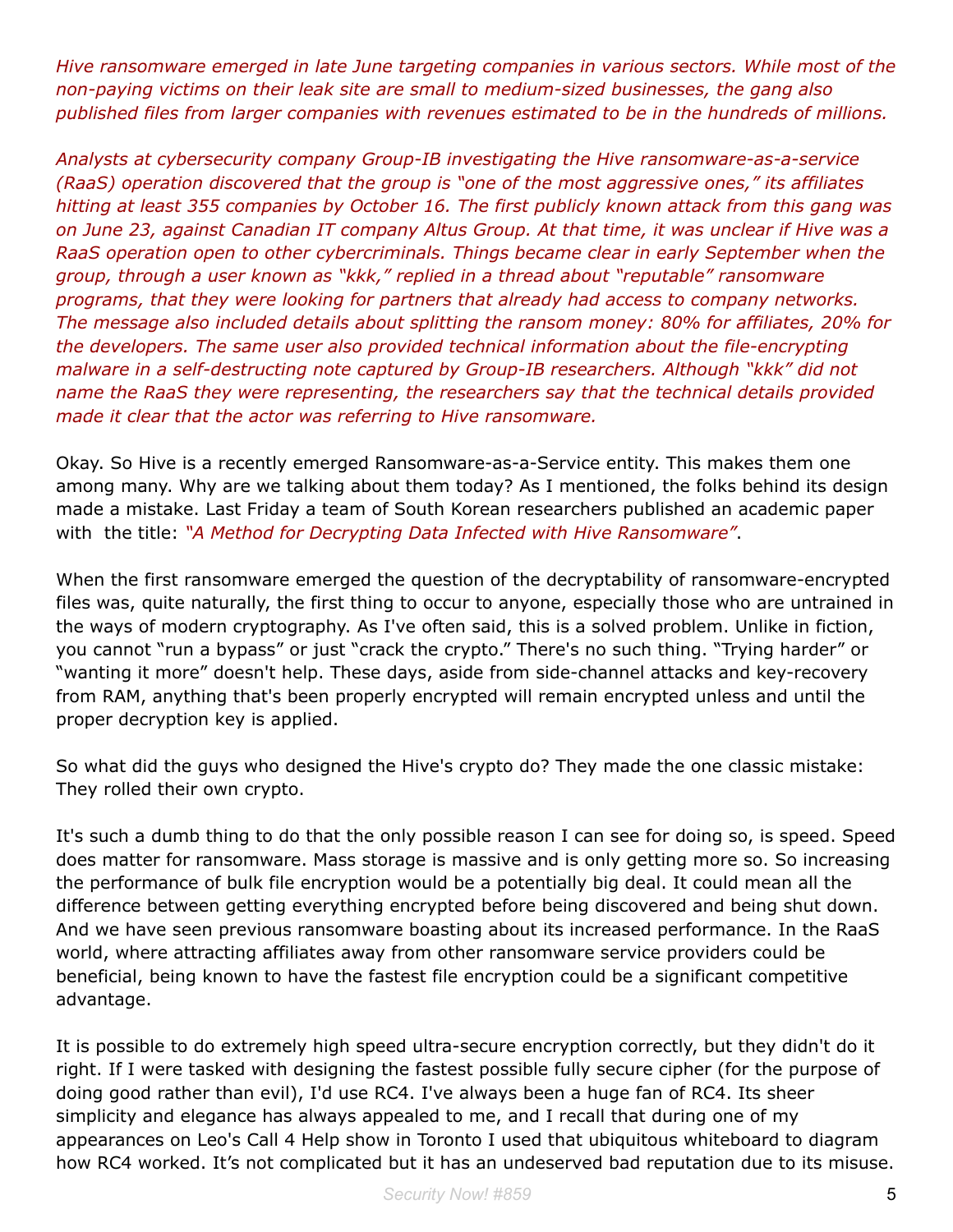*Hive ransomware emerged in late June targeting companies in various sectors. While most of the non-paying victims on their leak site are small to medium-sized businesses, the gang also published files from larger companies with revenues estimated to be in the hundreds of millions.*

*Analysts at cybersecurity company Group-IB investigating the Hive ransomware-as-a-service (RaaS) operation discovered that the group is "one of the most aggressive ones," its affiliates hitting at least 355 companies by October 16. The first publicly known attack from this gang was on June 23, against Canadian IT company Altus Group. At that time, it was unclear if Hive was a RaaS operation open to other cybercriminals. Things became clear in early September when the group, through a user known as "kkk," replied in a thread about "reputable" ransomware programs, that they were looking for partners that already had access to company networks. The message also included details about splitting the ransom money: 80% for affiliates, 20% for the developers. The same user also provided technical information about the file-encrypting malware in a self-destructing note captured by Group-IB researchers. Although "kkk" did not name the RaaS they were representing, the researchers say that the technical details provided made it clear that the actor was referring to Hive ransomware.*

Okay. So Hive is a recently emerged Ransomware-as-a-Service entity. This makes them one among many. Why are we talking about them today? As I mentioned, the folks behind its design made a mistake. Last Friday a team of South Korean researchers published an academic paper with the title: *"A Method for Decrypting Data Infected with Hive Ransomware"*.

When the first ransomware emerged the question of the decryptability of ransomware-encrypted files was, quite naturally, the first thing to occur to anyone, especially those who are untrained in the ways of modern cryptography. As I've often said, this is a solved problem. Unlike in fiction, you cannot "run a bypass" or just "crack the crypto." There's no such thing. "Trying harder" or "wanting it more" doesn't help. These days, aside from side-channel attacks and key-recovery from RAM, anything that's been properly encrypted will remain encrypted unless and until the proper decryption key is applied.

So what did the guys who designed the Hive's crypto do? They made the one classic mistake: They rolled their own crypto.

It's such a dumb thing to do that the only possible reason I can see for doing so, is speed. Speed does matter for ransomware. Mass storage is massive and is only getting more so. So increasing the performance of bulk file encryption would be a potentially big deal. It could mean all the difference between getting everything encrypted before being discovered and being shut down. And we have seen previous ransomware boasting about its increased performance. In the RaaS world, where attracting affiliates away from other ransomware service providers could be beneficial, being known to have the fastest file encryption could be a significant competitive advantage.

It is possible to do extremely high speed ultra-secure encryption correctly, but they didn't do it right. If I were tasked with designing the fastest possible fully secure cipher (for the purpose of doing good rather than evil), I'd use RC4. I've always been a huge fan of RC4. Its sheer simplicity and elegance has always appealed to me, and I recall that during one of my appearances on Leo's Call 4 Help show in Toronto I used that ubiquitous whiteboard to diagram how RC4 worked. It's not complicated but it has an undeserved bad reputation due to its misuse.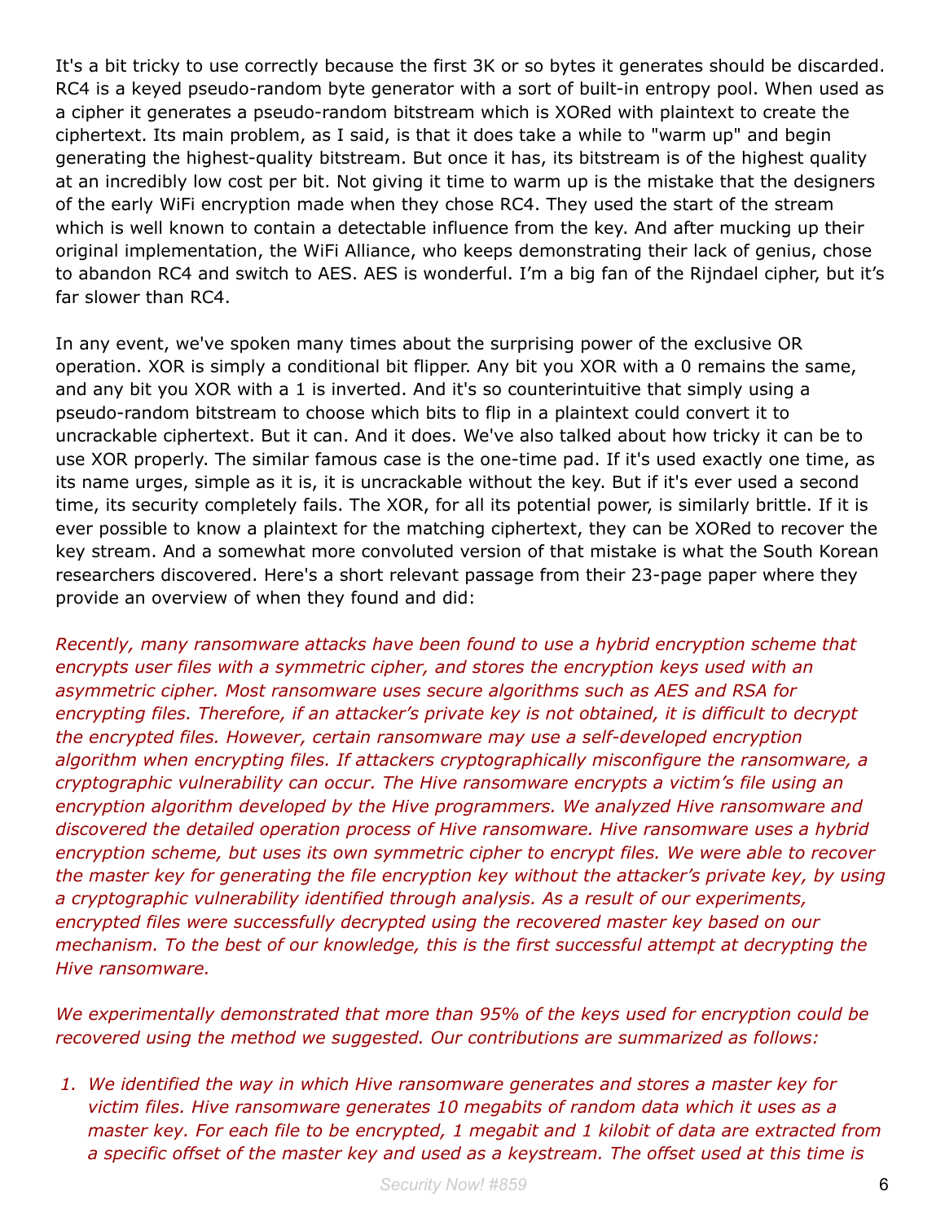It's a bit tricky to use correctly because the first 3K or so bytes it generates should be discarded. RC4 is a keyed pseudo-random byte generator with a sort of built-in entropy pool. When used as a cipher it generates a pseudo-random bitstream which is XORed with plaintext to create the ciphertext. Its main problem, as I said, is that it does take a while to "warm up" and begin generating the highest-quality bitstream. But once it has, its bitstream is of the highest quality at an incredibly low cost per bit. Not giving it time to warm up is the mistake that the designers of the early WiFi encryption made when they chose RC4. They used the start of the stream which is well known to contain a detectable influence from the key. And after mucking up their original implementation, the WiFi Alliance, who keeps demonstrating their lack of genius, chose to abandon RC4 and switch to AES. AES is wonderful. I'm a big fan of the Rijndael cipher, but it's far slower than RC4.

In any event, we've spoken many times about the surprising power of the exclusive OR operation. XOR is simply a conditional bit flipper. Any bit you XOR with a 0 remains the same, and any bit you XOR with a 1 is inverted. And it's so counterintuitive that simply using a pseudo-random bitstream to choose which bits to flip in a plaintext could convert it to uncrackable ciphertext. But it can. And it does. We've also talked about how tricky it can be to use XOR properly. The similar famous case is the one-time pad. If it's used exactly one time, as its name urges, simple as it is, it is uncrackable without the key. But if it's ever used a second time, its security completely fails. The XOR, for all its potential power, is similarly brittle. If it is ever possible to know a plaintext for the matching ciphertext, they can be XORed to recover the key stream. And a somewhat more convoluted version of that mistake is what the South Korean researchers discovered. Here's a short relevant passage from their 23-page paper where they provide an overview of when they found and did:

*Recently, many ransomware attacks have been found to use a hybrid encryption scheme that encrypts user files with a symmetric cipher, and stores the encryption keys used with an asymmetric cipher. Most ransomware uses secure algorithms such as AES and RSA for encrypting files. Therefore, if an attacker's private key is not obtained, it is difficult to decrypt the encrypted files. However, certain ransomware may use a self-developed encryption algorithm when encrypting files. If attackers cryptographically misconfigure the ransomware, a cryptographic vulnerability can occur. The Hive ransomware encrypts a victim's file using an encryption algorithm developed by the Hive programmers. We analyzed Hive ransomware and discovered the detailed operation process of Hive ransomware. Hive ransomware uses a hybrid encryption scheme, but uses its own symmetric cipher to encrypt files. We were able to recover the master key for generating the file encryption key without the attacker's private key, by using a cryptographic vulnerability identified through analysis. As a result of our experiments, encrypted files were successfully decrypted using the recovered master key based on our mechanism. To the best of our knowledge, this is the first successful attempt at decrypting the Hive ransomware.*

*We experimentally demonstrated that more than 95% of the keys used for encryption could be recovered using the method we suggested. Our contributions are summarized as follows:*

1. *We identified the way in which Hive ransomware generates and stores a master key for victim files. Hive ransomware generates 10 megabits of random data which it uses as a master key. For each file to be encrypted, 1 megabit and 1 kilobit of data are extracted from a specific offset of the master key and used as a keystream. The offset used at this time is*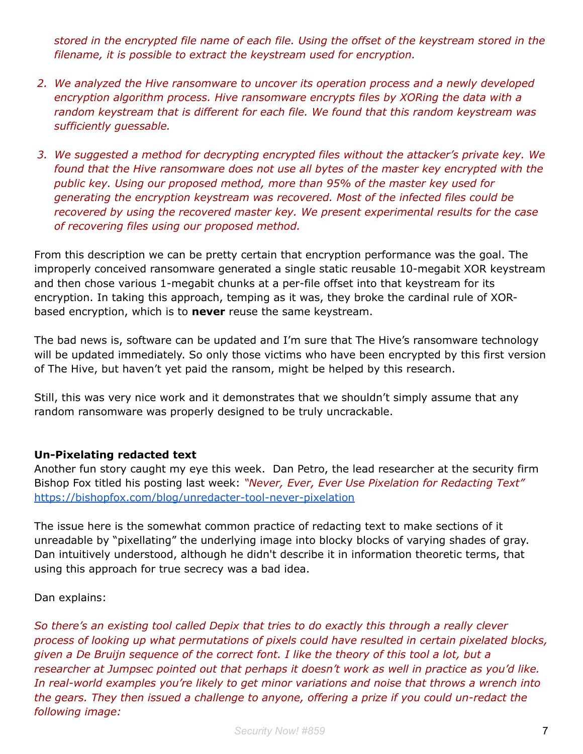*stored in the encrypted file name of each file. Using the offset of the keystream stored in the filename, it is possible to extract the keystream used for encryption.*

2. *We analyzed the Hive ransomware to uncover its operation process and a newly developed encryption algorithm process. Hive ransomware encrypts files by XORing the data with a random keystream that is different for each file. We found that this random keystream was sufficiently guessable.*

3. *We suggested a method for decrypting encrypted files without the attacker's private key. We found that the Hive ransomware does not use all bytes of the master key encrypted with the public key. Using our proposed method, more than 95% of the master key used for generating the encryption keystream was recovered. Most of the infected files could be recovered by using the recovered master key. We present experimental results for the case of recovering files using our proposed method.*

From this description we can be pretty certain that encryption performance was the goal. The improperly conceived ransomware generated a single static reusable 10-megabit XOR keystream and then chose various 1-megabit chunks at a per-file offset into that keystream for its encryption. In taking this approach, temping as it was, they broke the cardinal rule of XOR-based encryption, which is to **never** reuse the same keystream.

The bad news is, software can be updated and I'm sure that The Hive's ransomware technology will be updated immediately. So only those victims who have been encrypted by this first version of The Hive, but haven't yet paid the ransom, might be helped by this research.

Still, this was very nice work and it demonstrates that we shouldn't simply assume that any random ransomware was properly designed to be truly uncrackable.

**Un-Pixelating redacted text**

Another fun story caught my eye this week. Dan Petro, the lead researcher at the security firm Bishop Fox titled his posting last week: *"Never, Ever, Ever Use Pixelation for Redacting Text"*
https://bishopfox.com/blog/unredacter-tool-never-pixelation

The issue here is the somewhat common practice of redacting text to make sections of it unreadable by "pixellating" the underlying image into blocky blocks of varying shades of gray. Dan intuitively understood, although he didn't describe it in information theoretic terms, that using this approach for true secrecy was a bad idea.

Dan explains:

*So there's an existing tool called Depix that tries to do exactly this through a really clever process of looking up what permutations of pixels could have resulted in certain pixelated blocks, given a De Bruijn sequence of the correct font. I like the theory of this tool a lot, but a researcher at Jumpsec pointed out that perhaps it doesn't work as well in practice as you'd like. In real-world examples you're likely to get minor variations and noise that throws a wrench into the gears. They then issued a challenge to anyone, offering a prize if you could un-redact the following image:*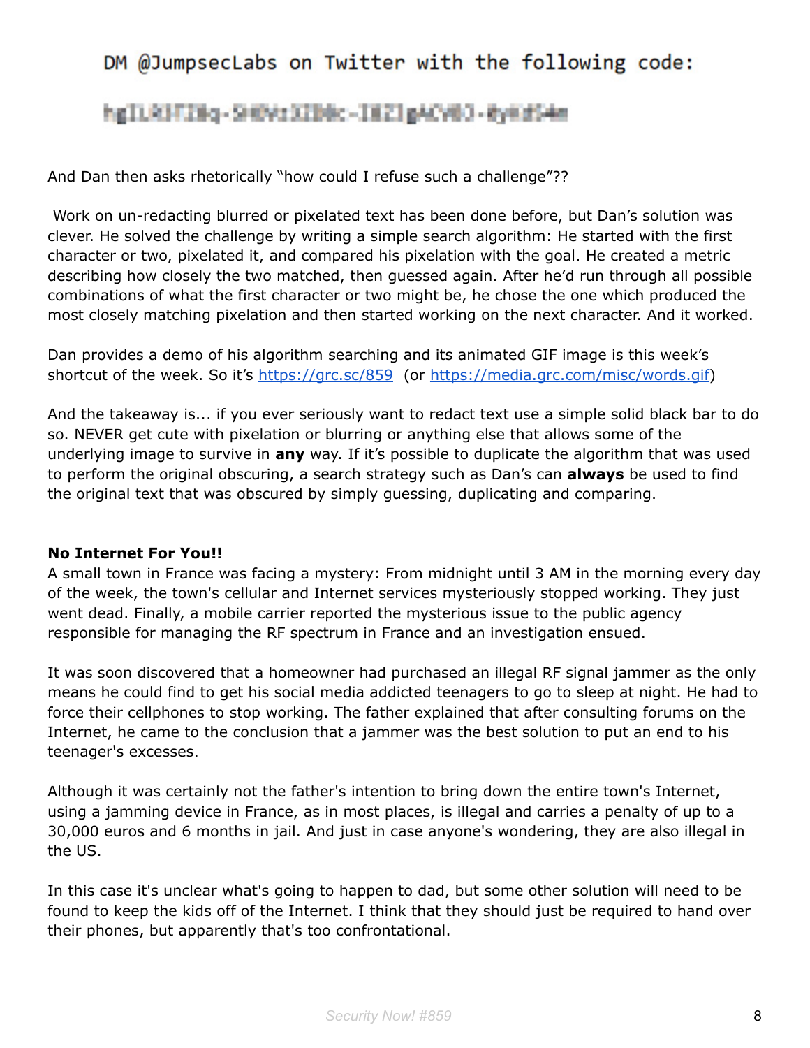DM @JumpsecLabs on Twitter with the following code:

And Dan then asks rhetorically "how could I refuse such a challenge"??

Work on un-redacting blurred or pixelated text has been done before, but Dan's solution was clever. He solved the challenge by writing a simple search algorithm: He started with the first character or two, pixelated it, and compared his pixelation with the goal. He created a metric describing how closely the two matched, then guessed again. After he'd run through all possible combinations of what the first character or two might be, he chose the one which produced the most closely matching pixelation and then started working on the next character. And it worked.

Dan provides a demo of his algorithm searching and its animated GIF image is this week's shortcut of the week. So it's https://grc.sc/859 (or https://media.grc.com/misc/words.gif)

And the takeaway is... if you ever seriously want to redact text use a simple solid black bar to do so. NEVER get cute with pixelation or blurring or anything else that allows some of the underlying image to survive in **any** way. If it's possible to duplicate the algorithm that was used to perform the original obscuring, a search strategy such as Dan's can **always** be used to find the original text that was obscured by simply guessing, duplicating and comparing.

**No Internet For You!!**

A small town in France was facing a mystery: From midnight until 3 AM in the morning every day of the week, the town's cellular and Internet services mysteriously stopped working. They just went dead. Finally, a mobile carrier reported the mysterious issue to the public agency responsible for managing the RF spectrum in France and an investigation ensued.

It was soon discovered that a homeowner had purchased an illegal RF signal jammer as the only means he could find to get his social media addicted teenagers to go to sleep at night. He had to force their cellphones to stop working. The father explained that after consulting forums on the Internet, he came to the conclusion that a jammer was the best solution to put an end to his teenager's excesses.

Although it was certainly not the father's intention to bring down the entire town's Internet, using a jamming device in France, as in most places, is illegal and carries a penalty of up to a 30,000 euros and 6 months in jail. And just in case anyone's wondering, they are also illegal in the US.

In this case it's unclear what's going to happen to dad, but some other solution will need to be found to keep the kids off of the Internet. I think that they should just be required to hand over their phones, but apparently that's too confrontational.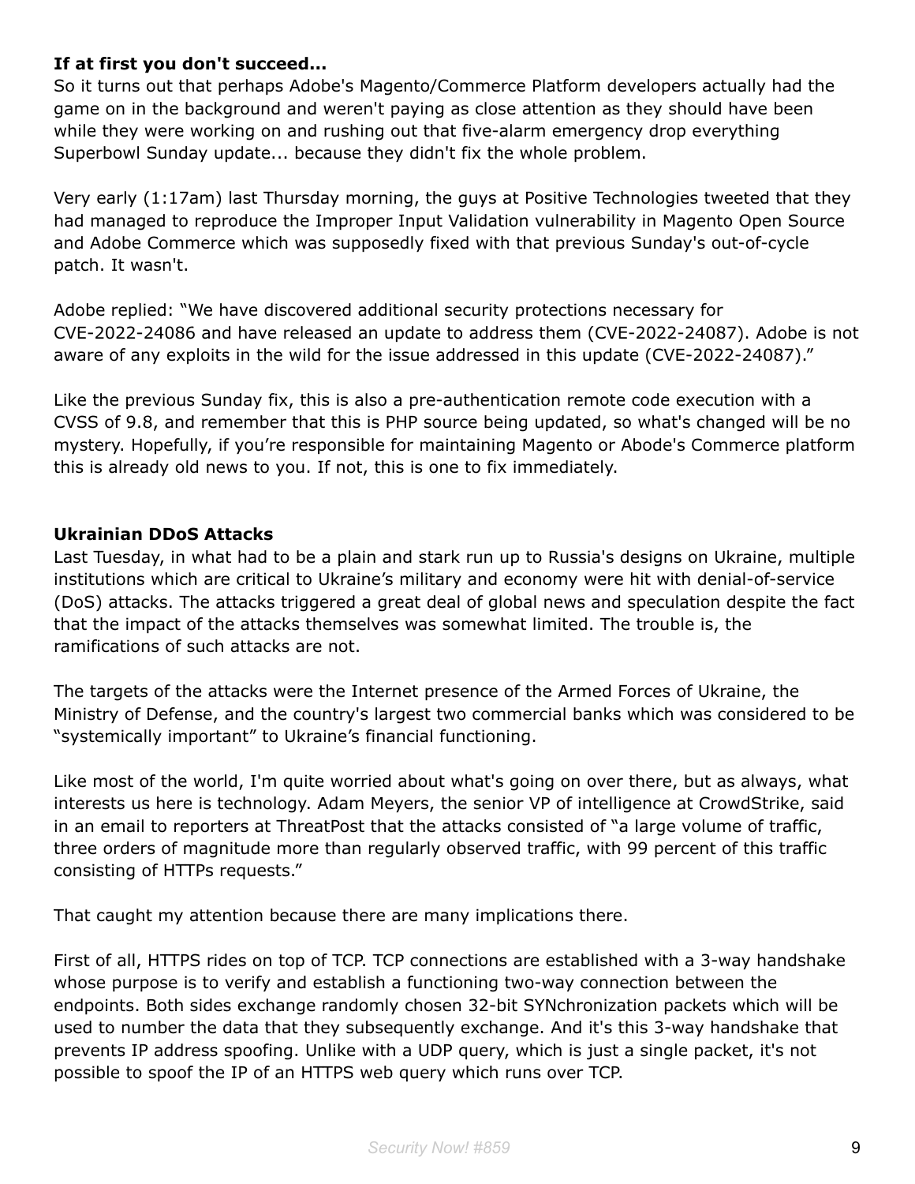**If at first you don't succeed...**

So it turns out that perhaps Adobe's Magento/Commerce Platform developers actually had the game on in the background and weren't paying as close attention as they should have been while they were working on and rushing out that five-alarm emergency drop everything Superbowl Sunday update... because they didn't fix the whole problem.

Very early (1:17am) last Thursday morning, the guys at Positive Technologies tweeted that they had managed to reproduce the Improper Input Validation vulnerability in Magento Open Source and Adobe Commerce which was supposedly fixed with that previous Sunday's out-of-cycle patch. It wasn't.

Adobe replied: "We have discovered additional security protections necessary for CVE-2022-24086 and have released an update to address them (CVE-2022-24087). Adobe is not aware of any exploits in the wild for the issue addressed in this update (CVE-2022-24087)."

Like the previous Sunday fix, this is also a pre-authentication remote code execution with a CVSS of 9.8, and remember that this is PHP source being updated, so what's changed will be no mystery. Hopefully, if you're responsible for maintaining Magento or Abode's Commerce platform this is already old news to you. If not, this is one to fix immediately.

**Ukrainian DDoS Attacks**

Last Tuesday, in what had to be a plain and stark run up to Russia's designs on Ukraine, multiple institutions which are critical to Ukraine's military and economy were hit with denial-of-service (DoS) attacks. The attacks triggered a great deal of global news and speculation despite the fact that the impact of the attacks themselves was somewhat limited. The trouble is, the ramifications of such attacks are not.

The targets of the attacks were the Internet presence of the Armed Forces of Ukraine, the Ministry of Defense, and the country's largest two commercial banks which was considered to be "systemically important" to Ukraine's financial functioning.

Like most of the world, I'm quite worried about what's going on over there, but as always, what interests us here is technology. Adam Meyers, the senior VP of intelligence at CrowdStrike, said in an email to reporters at ThreatPost that the attacks consisted of "a large volume of traffic, three orders of magnitude more than regularly observed traffic, with 99 percent of this traffic consisting of HTTPs requests."

That caught my attention because there are many implications there.

First of all, HTTPS rides on top of TCP. TCP connections are established with a 3-way handshake whose purpose is to verify and establish a functioning two-way connection between the endpoints. Both sides exchange randomly chosen 32-bit SYNchronization packets which will be used to number the data that they subsequently exchange. And it's this 3-way handshake that prevents IP address spoofing. Unlike with a UDP query, which is just a single packet, it's not possible to spoof the IP of an HTTPS web query which runs over TCP.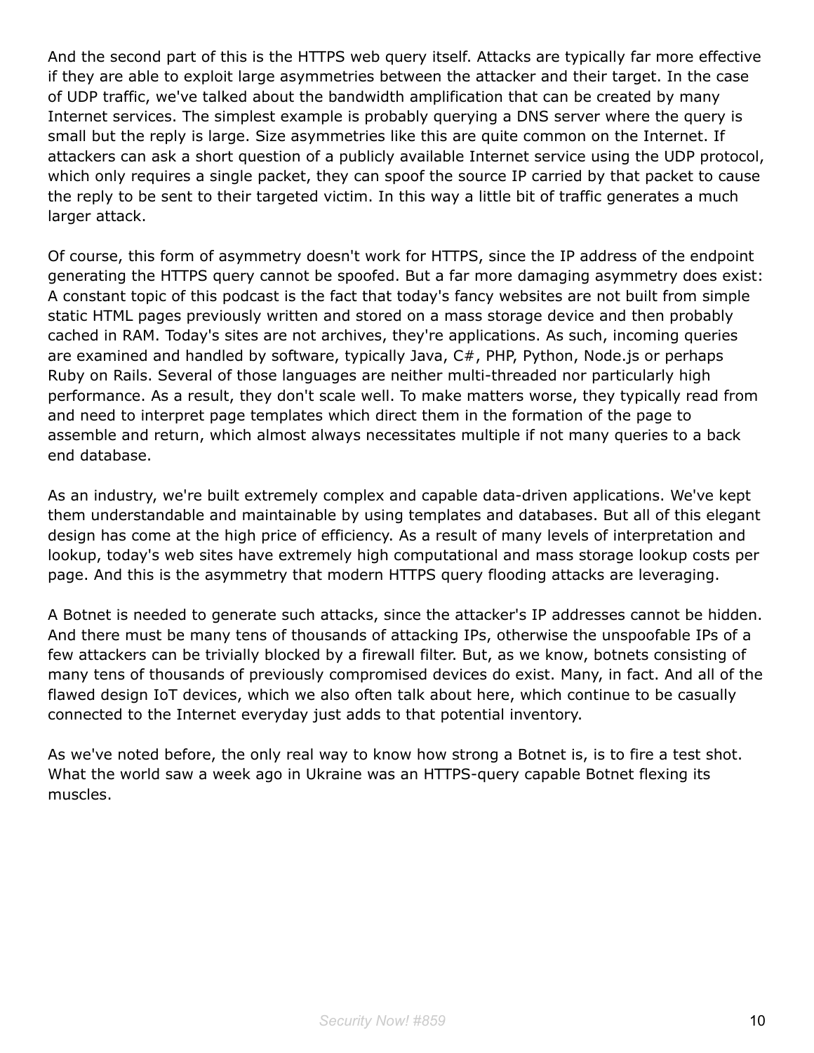And the second part of this is the HTTPS web query itself. Attacks are typically far more effective if they are able to exploit large asymmetries between the attacker and their target. In the case of UDP traffic, we've talked about the bandwidth amplification that can be created by many Internet services. The simplest example is probably querying a DNS server where the query is small but the reply is large. Size asymmetries like this are quite common on the Internet. If attackers can ask a short question of a publicly available Internet service using the UDP protocol, which only requires a single packet, they can spoof the source IP carried by that packet to cause the reply to be sent to their targeted victim. In this way a little bit of traffic generates a much larger attack.

Of course, this form of asymmetry doesn't work for HTTPS, since the IP address of the endpoint generating the HTTPS query cannot be spoofed. But a far more damaging asymmetry does exist: A constant topic of this podcast is the fact that today's fancy websites are not built from simple static HTML pages previously written and stored on a mass storage device and then probably cached in RAM. Today's sites are not archives, they're applications. As such, incoming queries are examined and handled by software, typically Java, C#, PHP, Python, Node.js or perhaps Ruby on Rails. Several of those languages are neither multi-threaded nor particularly high performance. As a result, they don't scale well. To make matters worse, they typically read from and need to interpret page templates which direct them in the formation of the page to assemble and return, which almost always necessitates multiple if not many queries to a back end database.

As an industry, we're built extremely complex and capable data-driven applications. We've kept them understandable and maintainable by using templates and databases. But all of this elegant design has come at the high price of efficiency. As a result of many levels of interpretation and lookup, today's web sites have extremely high computational and mass storage lookup costs per page. And this is the asymmetry that modern HTTPS query flooding attacks are leveraging.

A Botnet is needed to generate such attacks, since the attacker's IP addresses cannot be hidden. And there must be many tens of thousands of attacking IPs, otherwise the unspoofable IPs of a few attackers can be trivially blocked by a firewall filter. But, as we know, botnets consisting of many tens of thousands of previously compromised devices do exist. Many, in fact. And all of the flawed design IoT devices, which we also often talk about here, which continue to be casually connected to the Internet everyday just adds to that potential inventory.

As we've noted before, the only real way to know how strong a Botnet is, is to fire a test shot. What the world saw a week ago in Ukraine was an HTTPS-query capable Botnet flexing its muscles.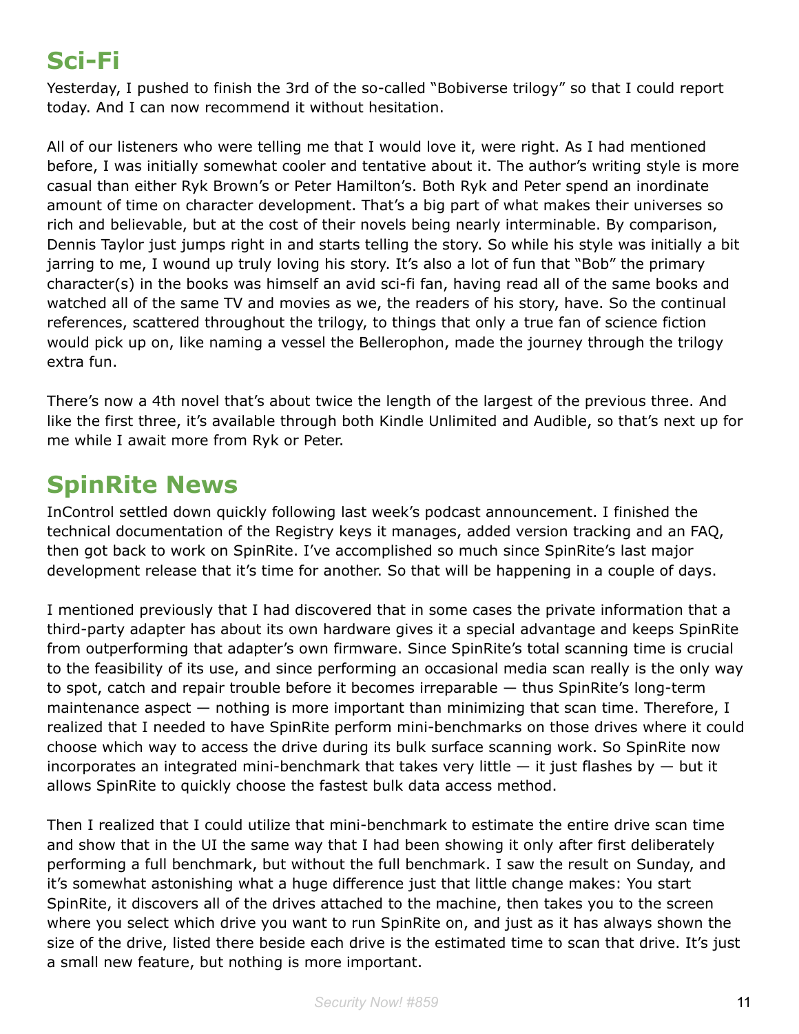## Sci-Fi

Yesterday, I pushed to finish the 3rd of the so-called "Bobiverse trilogy" so that I could report today. And I can now recommend it without hesitation.

All of our listeners who were telling me that I would love it, were right. As I had mentioned before, I was initially somewhat cooler and tentative about it. The author's writing style is more casual than either Ryk Brown's or Peter Hamilton's. Both Ryk and Peter spend an inordinate amount of time on character development. That's a big part of what makes their universes so rich and believable, but at the cost of their novels being nearly interminable. By comparison, Dennis Taylor just jumps right in and starts telling the story. So while his style was initially a bit jarring to me, I wound up truly loving his story. It's also a lot of fun that "Bob" the primary character(s) in the books was himself an avid sci-fi fan, having read all of the same books and watched all of the same TV and movies as we, the readers of his story, have. So the continual references, scattered throughout the trilogy, to things that only a true fan of science fiction would pick up on, like naming a vessel the Bellerophon, made the journey through the trilogy extra fun.

There's now a 4th novel that's about twice the length of the largest of the previous three. And like the first three, it's available through both Kindle Unlimited and Audible, so that's next up for me while I await more from Ryk or Peter.

## SpinRite News

InControl settled down quickly following last week's podcast announcement. I finished the technical documentation of the Registry keys it manages, added version tracking and an FAQ, then got back to work on SpinRite. I've accomplished so much since SpinRite's last major development release that it's time for another. So that will be happening in a couple of days.

I mentioned previously that I had discovered that in some cases the private information that a third-party adapter has about its own hardware gives it a special advantage and keeps SpinRite from outperforming that adapter's own firmware. Since SpinRite's total scanning time is crucial to the feasibility of its use, and since performing an occasional media scan really is the only way to spot, catch and repair trouble before it becomes irreparable — thus SpinRite's long-term maintenance aspect — nothing is more important than minimizing that scan time. Therefore, I realized that I needed to have SpinRite perform mini-benchmarks on those drives where it could choose which way to access the drive during its bulk surface scanning work. So SpinRite now incorporates an integrated mini-benchmark that takes very little — it just flashes by — but it allows SpinRite to quickly choose the fastest bulk data access method.

Then I realized that I could utilize that mini-benchmark to estimate the entire drive scan time and show that in the UI the same way that I had been showing it only after first deliberately performing a full benchmark, but without the full benchmark. I saw the result on Sunday, and it's somewhat astonishing what a huge difference just that little change makes: You start SpinRite, it discovers all of the drives attached to the machine, then takes you to the screen where you select which drive you want to run SpinRite on, and just as it has always shown the size of the drive, listed there beside each drive is the estimated time to scan that drive. It's just a small new feature, but nothing is more important.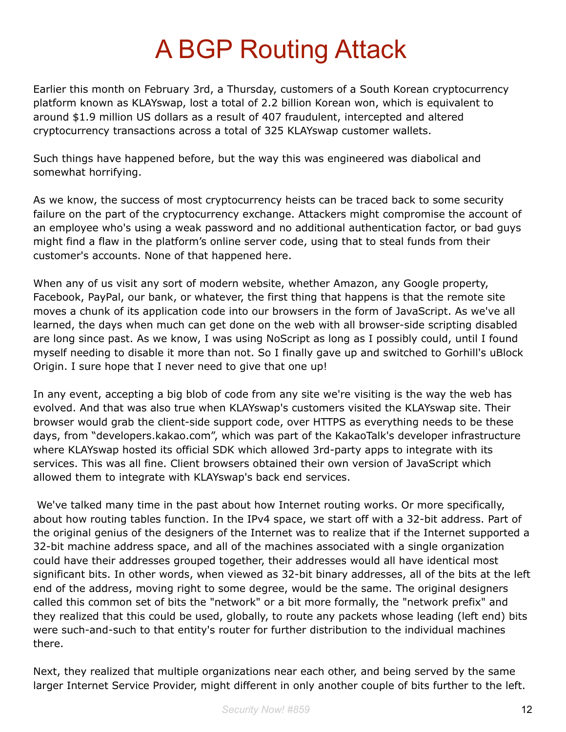# A BGP Routing Attack

Earlier this month on February 3rd, a Thursday, customers of a South Korean cryptocurrency platform known as KLAYswap, lost a total of 2.2 billion Korean won, which is equivalent to around $1.9 million US dollars as a result of 407 fraudulent, intercepted and altered cryptocurrency transactions across a total of 325 KLAYswap customer wallets.

Such things have happened before, but the way this was engineered was diabolical and somewhat horrifying.

As we know, the success of most cryptocurrency heists can be traced back to some security failure on the part of the cryptocurrency exchange. Attackers might compromise the account of an employee who's using a weak password and no additional authentication factor, or bad guys might find a flaw in the platform's online server code, using that to steal funds from their customer's accounts. None of that happened here.

When any of us visit any sort of modern website, whether Amazon, any Google property, Facebook, PayPal, our bank, or whatever, the first thing that happens is that the remote site moves a chunk of its application code into our browsers in the form of JavaScript. As we've all learned, the days when much can get done on the web with all browser-side scripting disabled are long since past. As we know, I was using NoScript as long as I possibly could, until I found myself needing to disable it more than not. So I finally gave up and switched to Gorhill's uBlock Origin. I sure hope that I never need to give that one up!

In any event, accepting a big blob of code from any site we're visiting is the way the web has evolved. And that was also true when KLAYswap's customers visited the KLAYswap site. Their browser would grab the client-side support code, over HTTPS as everything needs to be these days, from "developers.kakao.com", which was part of the KakaoTalk's developer infrastructure where KLAYswap hosted its official SDK which allowed 3rd-party apps to integrate with its services. This was all fine. Client browsers obtained their own version of JavaScript which allowed them to integrate with KLAYswap's back end services.

We've talked many time in the past about how Internet routing works. Or more specifically, about how routing tables function. In the IPv4 space, we start off with a 32-bit address. Part of the original genius of the designers of the Internet was to realize that if the Internet supported a 32-bit machine address space, and all of the machines associated with a single organization could have their addresses grouped together, their addresses would all have identical most significant bits. In other words, when viewed as 32-bit binary addresses, all of the bits at the left end of the address, moving right to some degree, would be the same. The original designers called this common set of bits the "network" or a bit more formally, the "network prefix" and they realized that this could be used, globally, to route any packets whose leading (left end) bits were such-and-such to that entity's router for further distribution to the individual machines there.

Next, they realized that multiple organizations near each other, and being served by the same larger Internet Service Provider, might different in only another couple of bits further to the left.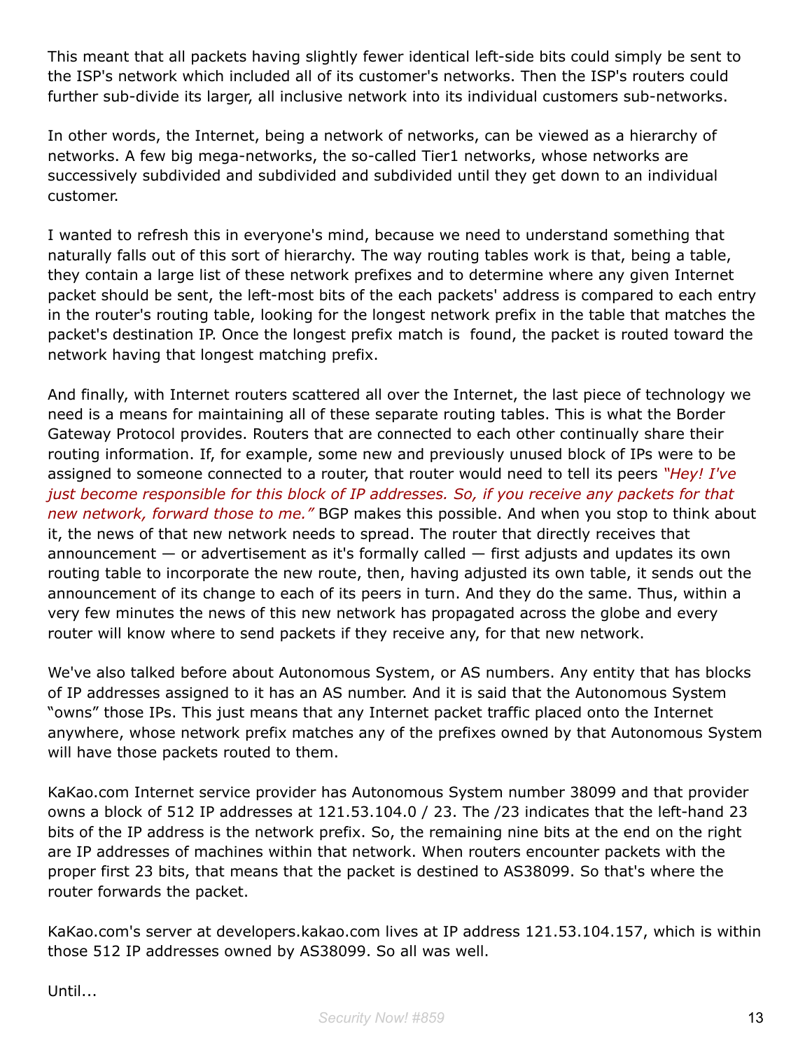This meant that all packets having slightly fewer identical left-side bits could simply be sent to the ISP's network which included all of its customer's networks. Then the ISP's routers could further sub-divide its larger, all inclusive network into its individual customers sub-networks.

In other words, the Internet, being a network of networks, can be viewed as a hierarchy of networks. A few big mega-networks, the so-called Tier1 networks, whose networks are successively subdivided and subdivided and subdivided until they get down to an individual customer.

I wanted to refresh this in everyone's mind, because we need to understand something that naturally falls out of this sort of hierarchy. The way routing tables work is that, being a table, they contain a large list of these network prefixes and to determine where any given Internet packet should be sent, the left-most bits of the each packets' address is compared to each entry in the router's routing table, looking for the longest network prefix in the table that matches the packet's destination IP. Once the longest prefix match is found, the packet is routed toward the network having that longest matching prefix.

And finally, with Internet routers scattered all over the Internet, the last piece of technology we need is a means for maintaining all of these separate routing tables. This is what the Border Gateway Protocol provides. Routers that are connected to each other continually share their routing information. If, for example, some new and previously unused block of IPs were to be assigned to someone connected to a router, that router would need to tell its peers *"Hey! I've just become responsible for this block of IP addresses. So, if you receive any packets for that new network, forward those to me."* BGP makes this possible. And when you stop to think about it, the news of that new network needs to spread. The router that directly receives that announcement — or advertisement as it's formally called — first adjusts and updates its own routing table to incorporate the new route, then, having adjusted its own table, it sends out the announcement of its change to each of its peers in turn. And they do the same. Thus, within a very few minutes the news of this new network has propagated across the globe and every router will know where to send packets if they receive any, for that new network.

We've also talked before about Autonomous System, or AS numbers. Any entity that has blocks of IP addresses assigned to it has an AS number. And it is said that the Autonomous System "owns" those IPs. This just means that any Internet packet traffic placed onto the Internet anywhere, whose network prefix matches any of the prefixes owned by that Autonomous System will have those packets routed to them.

KaKao.com Internet service provider has Autonomous System number 38099 and that provider owns a block of 512 IP addresses at 121.53.104.0 / 23. The /23 indicates that the left-hand 23 bits of the IP address is the network prefix. So, the remaining nine bits at the end on the right are IP addresses of machines within that network. When routers encounter packets with the proper first 23 bits, that means that the packet is destined to AS38099. So that's where the router forwards the packet.

KaKao.com's server at developers.kakao.com lives at IP address 121.53.104.157, which is within those 512 IP addresses owned by AS38099. So all was well.

Until...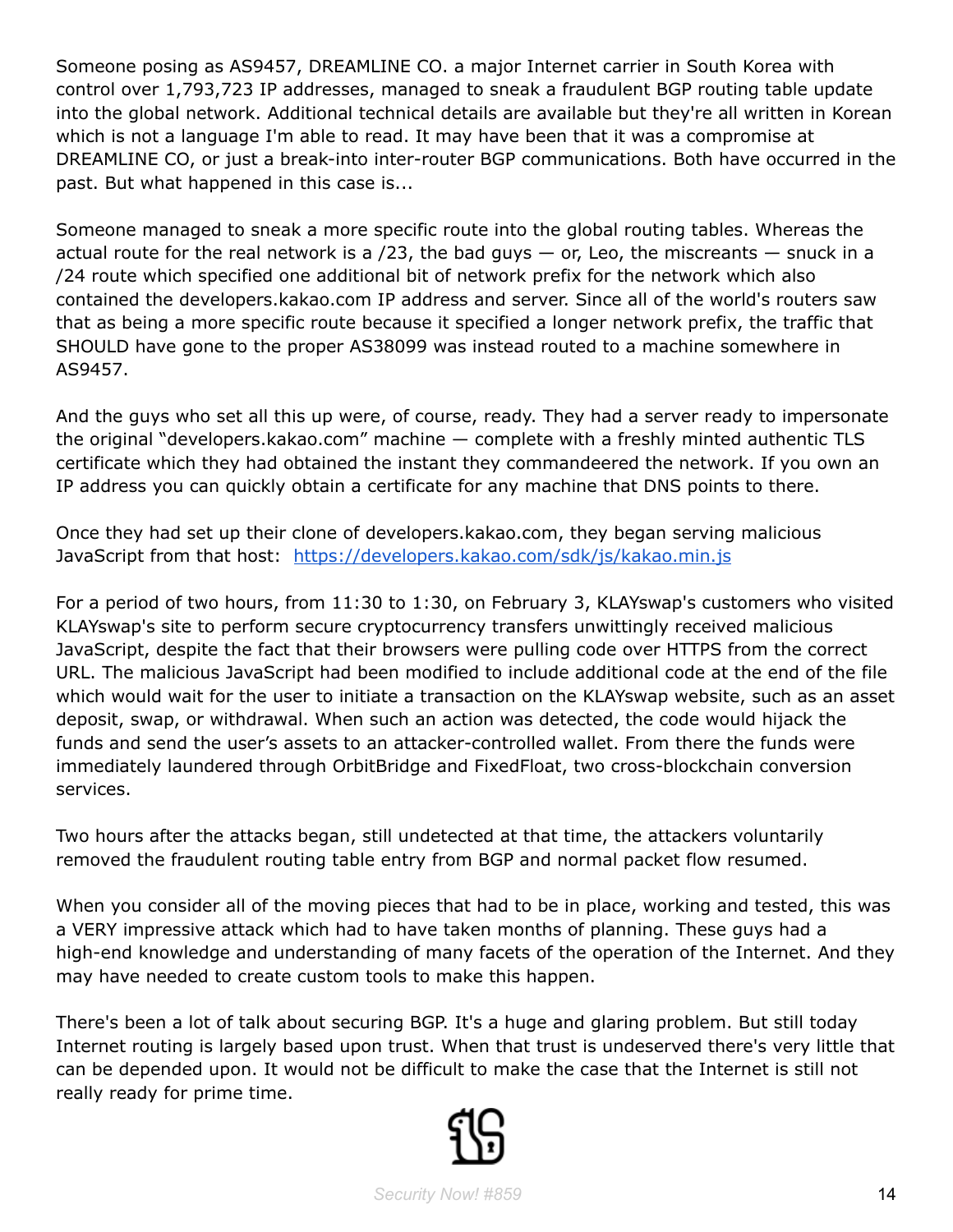Someone posing as AS9457, DREAMLINE CO. a major Internet carrier in South Korea with control over 1,793,723 IP addresses, managed to sneak a fraudulent BGP routing table update into the global network. Additional technical details are available but they're all written in Korean which is not a language I'm able to read. It may have been that it was a compromise at DREAMLINE CO, or just a break-into inter-router BGP communications. Both have occurred in the past. But what happened in this case is...

Someone managed to sneak a more specific route into the global routing tables. Whereas the actual route for the real network is a /23, the bad guys — or, Leo, the miscreants — snuck in a /24 route which specified one additional bit of network prefix for the network which also contained the developers.kakao.com IP address and server. Since all of the world's routers saw that as being a more specific route because it specified a longer network prefix, the traffic that SHOULD have gone to the proper AS38099 was instead routed to a machine somewhere in AS9457.

And the guys who set all this up were, of course, ready. They had a server ready to impersonate the original "developers.kakao.com" machine — complete with a freshly minted authentic TLS certificate which they had obtained the instant they commandeered the network. If you own an IP address you can quickly obtain a certificate for any machine that DNS points to there.

Once they had set up their clone of developers.kakao.com, they began serving malicious JavaScript from that host: [https://developers.kakao.com/sdk/js/kakao.min.js](https://developers.kakao.com/sdk/js/kakao.min.js)

For a period of two hours, from 11:30 to 1:30, on February 3, KLAYswap's customers who visited KLAYswap's site to perform secure cryptocurrency transfers unwittingly received malicious JavaScript, despite the fact that their browsers were pulling code over HTTPS from the correct URL. The malicious JavaScript had been modified to include additional code at the end of the file which would wait for the user to initiate a transaction on the KLAYswap website, such as an asset deposit, swap, or withdrawal. When such an action was detected, the code would hijack the funds and send the user's assets to an attacker-controlled wallet. From there the funds were immediately laundered through OrbitBridge and FixedFloat, two cross-blockchain conversion services.

Two hours after the attacks began, still undetected at that time, the attackers voluntarily removed the fraudulent routing table entry from BGP and normal packet flow resumed.

When you consider all of the moving pieces that had to be in place, working and tested, this was a VERY impressive attack which had to have taken months of planning. These guys had a high-end knowledge and understanding of many facets of the operation of the Internet. And they may have needed to create custom tools to make this happen.

There's been a lot of talk about securing BGP. It's a huge and glaring problem. But still today Internet routing is largely based upon trust. When that trust is undeserved there's very little that can be depended upon. It would not be difficult to make the case that the Internet is still not really ready for prime time.